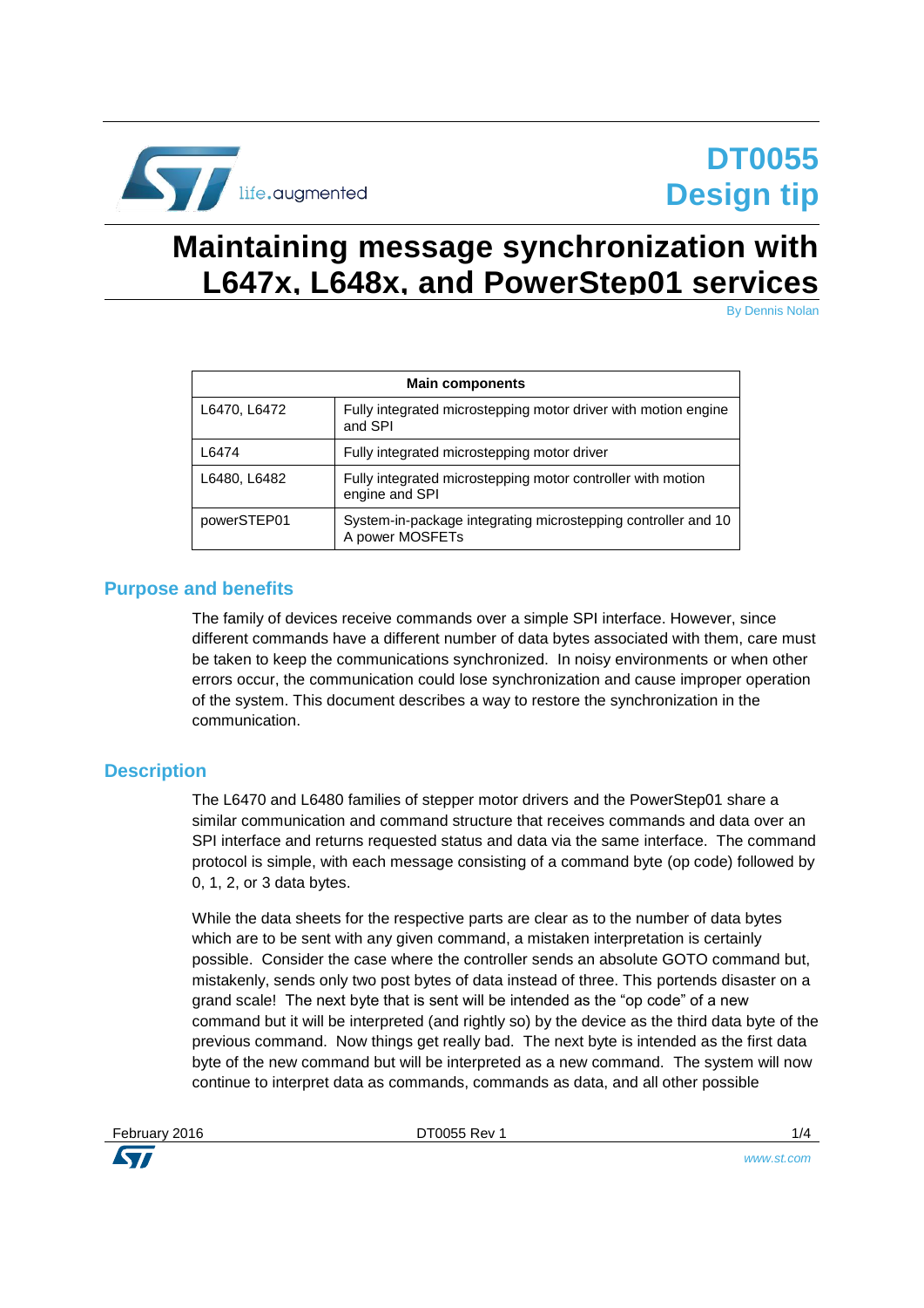# DT0055 Design tip

# Maintaining message synchronization with L647x, L648x, and PowerStep01 services

By Dennis Nolan

| Main components | |
|---|---|
| L6470, L6472 | Fully integrated microstepping motor driver with motion engine and SPI |
| L6474 | Fully integrated microstepping motor driver |
| L6480, L6482 | Fully integrated microstepping motor controller with motion engine and SPI |
| powerSTEP01 | System-in-package integrating microstepping controller and 10 A power MOSFETs |

## Purpose and benefits

The family of devices receive commands over a simple SPI interface. However, since different commands have a different number of data bytes associated with them, care must be taken to keep the communications synchronized. In noisy environments or when other errors occur, the communication could lose synchronization and cause improper operation of the system. This document describes a way to restore the synchronization in the communication.

## Description

The L6470 and L6480 families of stepper motor drivers and the PowerStep01 share a similar communication and command structure that receives commands and data over an SPI interface and returns requested status and data via the same interface. The command protocol is simple, with each message consisting of a command byte (op code) followed by 0, 1, 2, or 3 data bytes.

While the data sheets for the respective parts are clear as to the number of data bytes which are to be sent with any given command, a mistaken interpretation is certainly possible. Consider the case where the controller sends an absolute GOTO command but, mistakenly, sends only two post bytes of data instead of three. This portends disaster on a grand scale! The next byte that is sent will be intended as the "op code" of a new command but it will be interpreted (and rightly so) by the device as the third data byte of the previous command. Now things get really bad. The next byte is intended as the first data byte of the new command but will be interpreted as a new command. The system will now continue to interpret data as commands, commands as data, and all other possible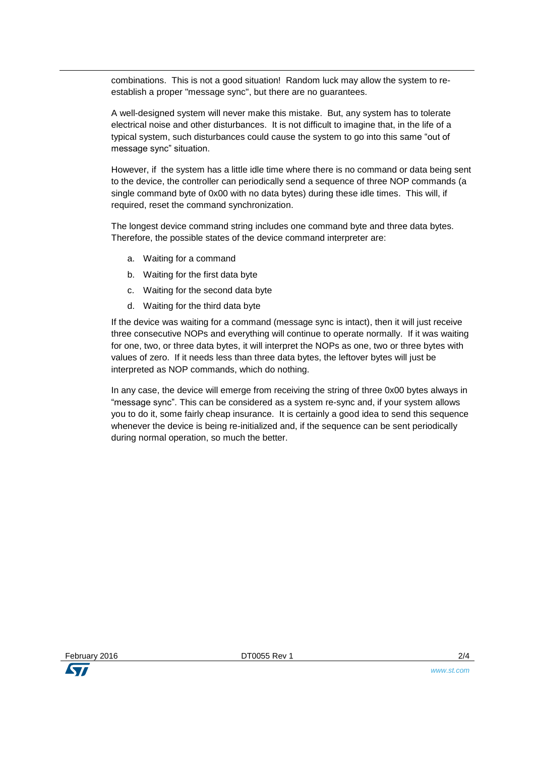combinations. This is not a good situation! Random luck may allow the system to re-establish a proper "message sync", but there are no guarantees.

A well-designed system will never make this mistake. But, any system has to tolerate electrical noise and other disturbances. It is not difficult to imagine that, in the life of a typical system, such disturbances could cause the system to go into this same "out of message sync" situation.

However, if the system has a little idle time where there is no command or data being sent to the device, the controller can periodically send a sequence of three NOP commands (a single command byte of 0x00 with no data bytes) during these idle times. This will, if required, reset the command synchronization.

The longest device command string includes one command byte and three data bytes. Therefore, the possible states of the device command interpreter are:

a. Waiting for a command
b. Waiting for the first data byte
c. Waiting for the second data byte
d. Waiting for the third data byte

If the device was waiting for a command (message sync is intact), then it will just receive three consecutive NOPs and everything will continue to operate normally. If it was waiting for one, two, or three data bytes, it will interpret the NOPs as one, two or three bytes with values of zero. If it needs less than three data bytes, the leftover bytes will just be interpreted as NOP commands, which do nothing.

In any case, the device will emerge from receiving the string of three 0x00 bytes always in "message sync". This can be considered as a system re-sync and, if your system allows you to do it, some fairly cheap insurance. It is certainly a good idea to send this sequence whenever the device is being re-initialized and, if the sequence can be sent periodically during normal operation, so much the better.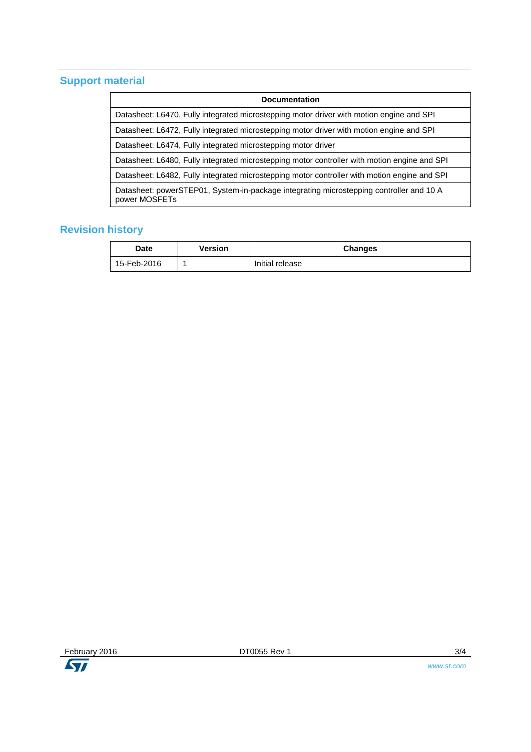## Support material

| Documentation |
| --- |
| Datasheet: L6470, Fully integrated microstepping motor driver with motion engine and SPI |
| Datasheet: L6472, Fully integrated microstepping motor driver with motion engine and SPI |
| Datasheet: L6474, Fully integrated microstepping motor driver |
| Datasheet: L6480, Fully integrated microstepping motor controller with motion engine and SPI |
| Datasheet: L6482, Fully integrated microstepping motor controller with motion engine and SPI |
| Datasheet: powerSTEP01, System-in-package integrating microstepping controller and 10 A power MOSFETs |

## Revision history

| Date | Version | Changes |
| --- | --- | --- |
| 15-Feb-2016 | 1 | Initial release |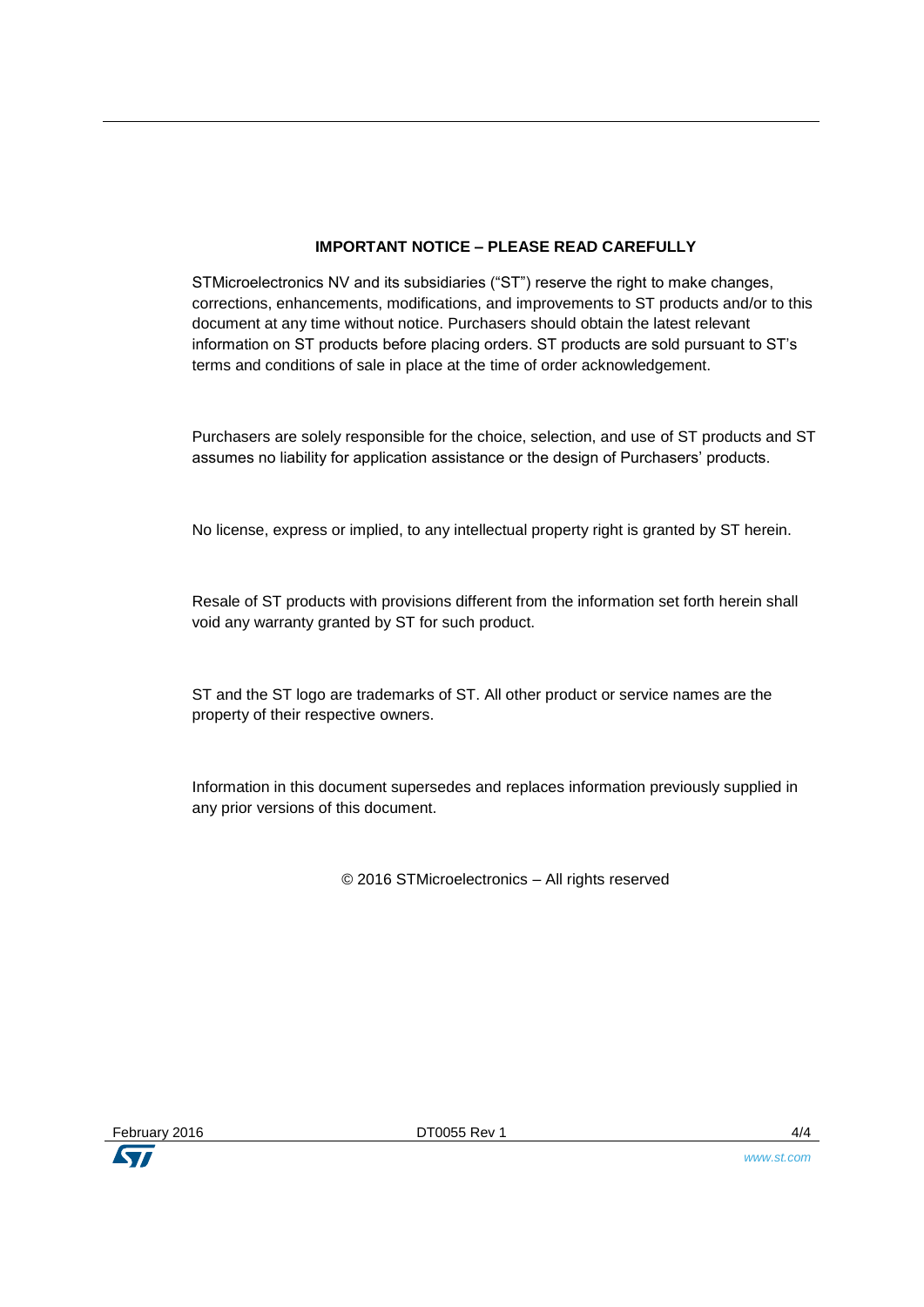**IMPORTANT NOTICE – PLEASE READ CAREFULLY**

STMicroelectronics NV and its subsidiaries (“ST”) reserve the right to make changes, corrections, enhancements, modifications, and improvements to ST products and/or to this document at any time without notice. Purchasers should obtain the latest relevant information on ST products before placing orders. ST products are sold pursuant to ST’s terms and conditions of sale in place at the time of order acknowledgement.

Purchasers are solely responsible for the choice, selection, and use of ST products and ST assumes no liability for application assistance or the design of Purchasers’ products.

No license, express or implied, to any intellectual property right is granted by ST herein.

Resale of ST products with provisions different from the information set forth herein shall void any warranty granted by ST for such product.

ST and the ST logo are trademarks of ST. All other product or service names are the property of their respective owners.

Information in this document supersedes and replaces information previously supplied in any prior versions of this document.

© 2016 STMicroelectronics – All rights reserved